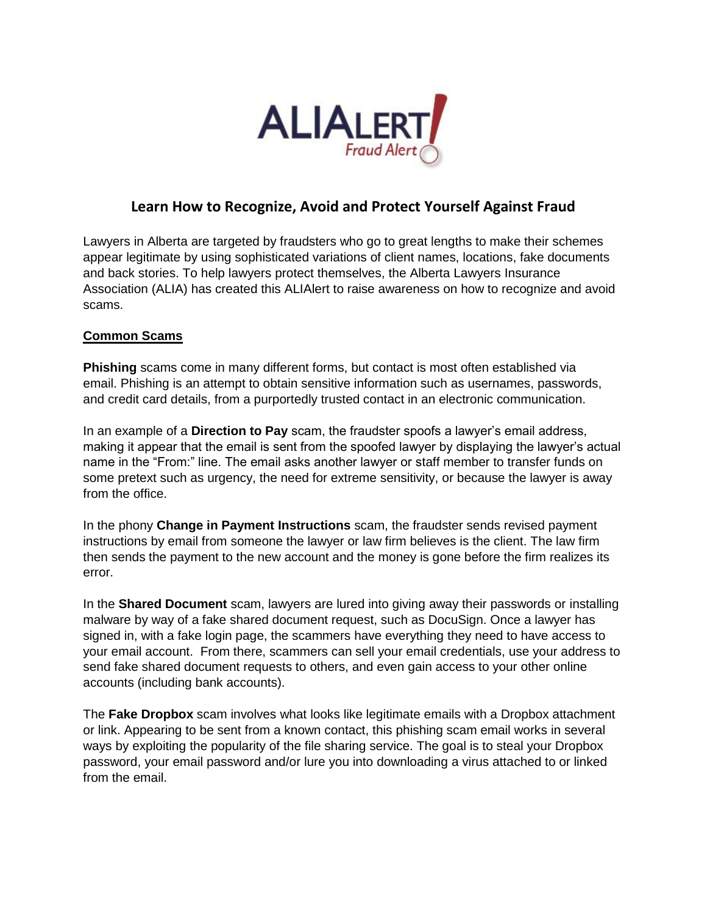ALIALERT
Fraud Alert

# Learn How to Recognize, Avoid and Protect Yourself Against Fraud

Lawyers in Alberta are targeted by fraudsters who go to great lengths to make their schemes appear legitimate by using sophisticated variations of client names, locations, fake documents and back stories. To help lawyers protect themselves, the Alberta Lawyers Insurance Association (ALIA) has created this ALIAlert to raise awareness on how to recognize and avoid scams.

## Common Scams

**Phishing** scams come in many different forms, but contact is most often established via email. Phishing is an attempt to obtain sensitive information such as usernames, passwords, and credit card details, from a purportedly trusted contact in an electronic communication.

In an example of a **Direction to Pay** scam, the fraudster spoofs a lawyer's email address, making it appear that the email is sent from the spoofed lawyer by displaying the lawyer's actual name in the "From:" line. The email asks another lawyer or staff member to transfer funds on some pretext such as urgency, the need for extreme sensitivity, or because the lawyer is away from the office.

In the phony **Change in Payment Instructions** scam, the fraudster sends revised payment instructions by email from someone the lawyer or law firm believes is the client. The law firm then sends the payment to the new account and the money is gone before the firm realizes its error.

In the **Shared Document** scam, lawyers are lured into giving away their passwords or installing malware by way of a fake shared document request, such as DocuSign. Once a lawyer has signed in, with a fake login page, the scammers have everything they need to have access to your email account. From there, scammers can sell your email credentials, use your address to send fake shared document requests to others, and even gain access to your other online accounts (including bank accounts).

The **Fake Dropbox** scam involves what looks like legitimate emails with a Dropbox attachment or link. Appearing to be sent from a known contact, this phishing scam email works in several ways by exploiting the popularity of the file sharing service. The goal is to steal your Dropbox password, your email password and/or lure you into downloading a virus attached to or linked from the email.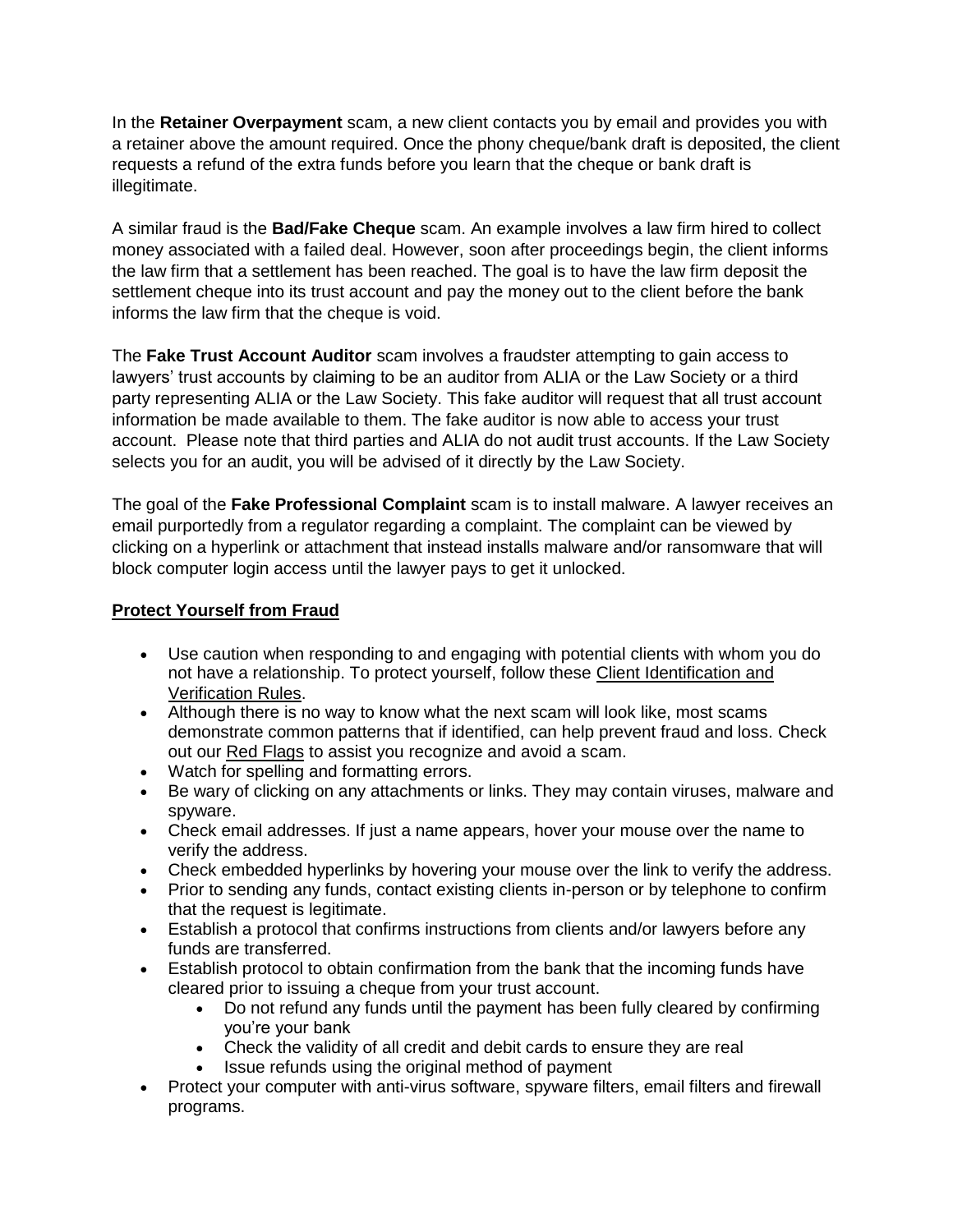In the **Retainer Overpayment** scam, a new client contacts you by email and provides you with a retainer above the amount required. Once the phony cheque/bank draft is deposited, the client requests a refund of the extra funds before you learn that the cheque or bank draft is illegitimate.

A similar fraud is the **Bad/Fake Cheque** scam. An example involves a law firm hired to collect money associated with a failed deal. However, soon after proceedings begin, the client informs the law firm that a settlement has been reached. The goal is to have the law firm deposit the settlement cheque into its trust account and pay the money out to the client before the bank informs the law firm that the cheque is void.

The **Fake Trust Account Auditor** scam involves a fraudster attempting to gain access to lawyers' trust accounts by claiming to be an auditor from ALIA or the Law Society or a third party representing ALIA or the Law Society. This fake auditor will request that all trust account information be made available to them. The fake auditor is now able to access your trust account. Please note that third parties and ALIA do not audit trust accounts. If the Law Society selects you for an audit, you will be advised of it directly by the Law Society.

The goal of the **Fake Professional Complaint** scam is to install malware. A lawyer receives an email purportedly from a regulator regarding a complaint. The complaint can be viewed by clicking on a hyperlink or attachment that instead installs malware and/or ransomware that will block computer login access until the lawyer pays to get it unlocked.

## Protect Yourself from Fraud

- Use caution when responding to and engaging with potential clients with whom you do not have a relationship. To protect yourself, follow these Client Identification and Verification Rules.
- Although there is no way to know what the next scam will look like, most scams demonstrate common patterns that if identified, can help prevent fraud and loss. Check out our Red Flags to assist you recognize and avoid a scam.
- Watch for spelling and formatting errors.
- Be wary of clicking on any attachments or links. They may contain viruses, malware and spyware.
- Check email addresses. If just a name appears, hover your mouse over the name to verify the address.
- Check embedded hyperlinks by hovering your mouse over the link to verify the address.
- Prior to sending any funds, contact existing clients in-person or by telephone to confirm that the request is legitimate.
- Establish a protocol that confirms instructions from clients and/or lawyers before any funds are transferred.
- Establish protocol to obtain confirmation from the bank that the incoming funds have cleared prior to issuing a cheque from your trust account.
  - Do not refund any funds until the payment has been fully cleared by confirming you're your bank
  - Check the validity of all credit and debit cards to ensure they are real
  - Issue refunds using the original method of payment
- Protect your computer with anti-virus software, spyware filters, email filters and firewall programs.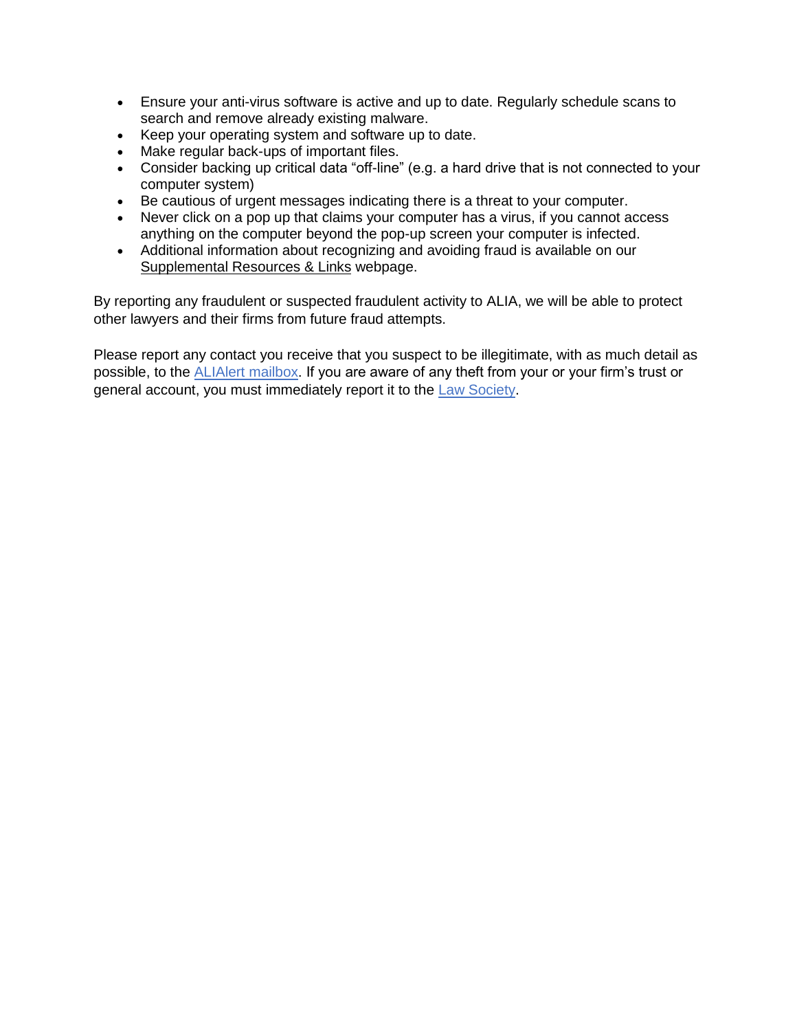- Ensure your anti-virus software is active and up to date. Regularly schedule scans to search and remove already existing malware.
- Keep your operating system and software up to date.
- Make regular back-ups of important files.
- Consider backing up critical data “off-line” (e.g. a hard drive that is not connected to your computer system)
- Be cautious of urgent messages indicating there is a threat to your computer.
- Never click on a pop up that claims your computer has a virus, if you cannot access anything on the computer beyond the pop-up screen your computer is infected.
- Additional information about recognizing and avoiding fraud is available on our Supplemental Resources & Links webpage.

By reporting any fraudulent or suspected fraudulent activity to ALIA, we will be able to protect other lawyers and their firms from future fraud attempts.

Please report any contact you receive that you suspect to be illegitimate, with as much detail as possible, to the ALIAlert mailbox. If you are aware of any theft from your or your firm’s trust or general account, you must immediately report it to the Law Society.